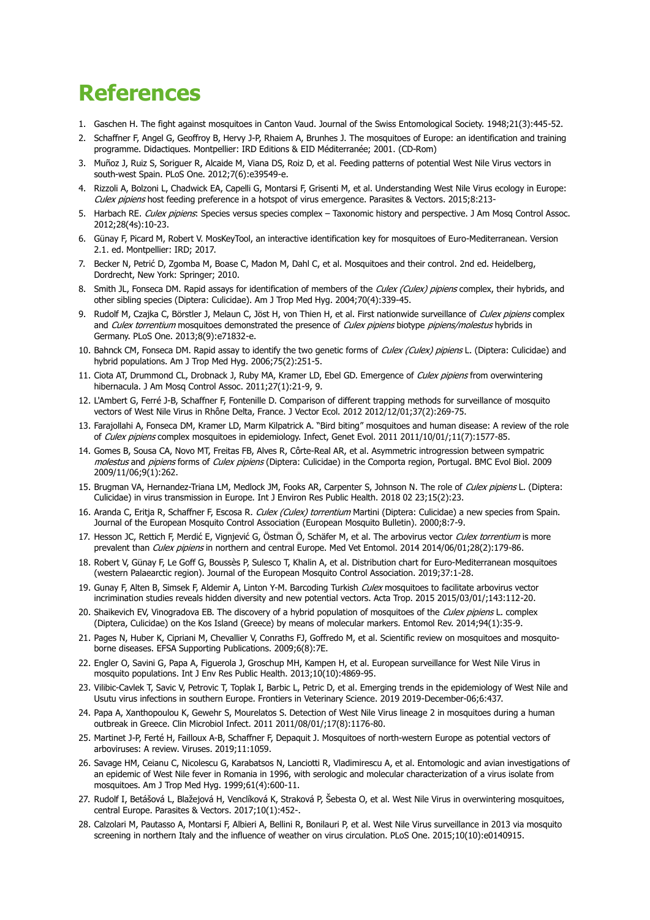# References

1. Gaschen H. The fight against mosquitoes in Canton Vaud. Journal of the Swiss Entomological Society. 1948;21(3):445-52.
2. Schaffner F, Angel G, Geoffroy B, Hervy J-P, Rhaiem A, Brunhes J. The mosquitoes of Europe: an identification and training programme. Didactiques. Montpellier: IRD Editions & EID Méditerranée; 2001. (CD-Rom)
3. Muñoz J, Ruiz S, Soriguer R, Alcaide M, Viana DS, Roiz D, et al. Feeding patterns of potential West Nile Virus vectors in south-west Spain. PLoS One. 2012;7(6):e39549-e.
4. Rizzoli A, Bolzoni L, Chadwick EA, Capelli G, Montarsi F, Grisenti M, et al. Understanding West Nile Virus ecology in Europe: *Culex pipiens* host feeding preference in a hotspot of virus emergence. Parasites & Vectors. 2015;8:213-
5. Harbach RE. *Culex pipiens*: Species versus species complex – Taxonomic history and perspective. J Am Mosq Control Assoc. 2012;28(4s):10-23.
6. Günay F, Picard M, Robert V. MosKeyTool, an interactive identification key for mosquitoes of Euro-Mediterranean. Version 2.1. ed. Montpellier: IRD; 2017.
7. Becker N, Petrić D, Zgomba M, Boase C, Madon M, Dahl C, et al. Mosquitoes and their control. 2nd ed. Heidelberg, Dordrecht, New York: Springer; 2010.
8. Smith JL, Fonseca DM. Rapid assays for identification of members of the *Culex (Culex) pipiens* complex, their hybrids, and other sibling species (Diptera: Culicidae). Am J Trop Med Hyg. 2004;70(4):339-45.
9. Rudolf M, Czajka C, Börstler J, Melaun C, Jöst H, von Thien H, et al. First nationwide surveillance of *Culex pipiens* complex and *Culex torrentium* mosquitoes demonstrated the presence of *Culex pipiens* biotype *pipiens/molestus* hybrids in Germany. PLoS One. 2013;8(9):e71832-e.
10. Bahnck CM, Fonseca DM. Rapid assay to identify the two genetic forms of *Culex (Culex) pipiens* L. (Diptera: Culicidae) and hybrid populations. Am J Trop Med Hyg. 2006;75(2):251-5.
11. Ciota AT, Drummond CL, Drobnack J, Ruby MA, Kramer LD, Ebel GD. Emergence of *Culex pipiens* from overwintering hibernacula. J Am Mosq Control Assoc. 2011;27(1):21-9, 9.
12. L'Ambert G, Ferré J-B, Schaffner F, Fontenille D. Comparison of different trapping methods for surveillance of mosquito vectors of West Nile Virus in Rhône Delta, France. J Vector Ecol. 2012 2012/12/01;37(2):269-75.
13. Farajollahi A, Fonseca DM, Kramer LD, Marm Kilpatrick A. "Bird biting" mosquitoes and human disease: A review of the role of *Culex pipiens* complex mosquitoes in epidemiology. Infect, Genet Evol. 2011 2011/10/01/;11(7):1577-85.
14. Gomes B, Sousa CA, Novo MT, Freitas FB, Alves R, Côrte-Real AR, et al. Asymmetric introgression between sympatric *molestus* and *pipiens* forms of *Culex pipiens* (Diptera: Culicidae) in the Comporta region, Portugal. BMC Evol Biol. 2009 2009/11/06;9(1):262.
15. Brugman VA, Hernandez-Triana LM, Medlock JM, Fooks AR, Carpenter S, Johnson N. The role of *Culex pipiens* L. (Diptera: Culicidae) in virus transmission in Europe. Int J Environ Res Public Health. 2018 02 23;15(2):23.
16. Aranda C, Eritja R, Schaffner F, Escosa R. *Culex (Culex) torrentium* Martini (Diptera: Culicidae) a new species from Spain. Journal of the European Mosquito Control Association (European Mosquito Bulletin). 2000;8:7-9.
17. Hesson JC, Rettich F, Merdić E, Vignjević G, Östman Ö, Schäfer M, et al. The arbovirus vector *Culex torrentium* is more prevalent than *Culex pipiens* in northern and central Europe. Med Vet Entomol. 2014 2014/06/01;28(2):179-86.
18. Robert V, Günay F, Le Goff G, Boussès P, Sulesco T, Khalin A, et al. Distribution chart for Euro-Mediterranean mosquitoes (western Palaearctic region). Journal of the European Mosquito Control Association. 2019;37:1-28.
19. Gunay F, Alten B, Simsek F, Aldemir A, Linton Y-M. Barcoding Turkish *Culex* mosquitoes to facilitate arbovirus vector incrimination studies reveals hidden diversity and new potential vectors. Acta Trop. 2015 2015/03/01/;143:112-20.
20. Shaikevich EV, Vinogradova EB. The discovery of a hybrid population of mosquitoes of the *Culex pipiens* L. complex (Diptera, Culicidae) on the Kos Island (Greece) by means of molecular markers. Entomol Rev. 2014;94(1):35-9.
21. Pages N, Huber K, Cipriani M, Chevallier V, Conraths FJ, Goffredo M, et al. Scientific review on mosquitoes and mosquito-borne diseases. EFSA Supporting Publications. 2009;6(8):7E.
22. Engler O, Savini G, Papa A, Figuerola J, Groschup MH, Kampen H, et al. European surveillance for West Nile Virus in mosquito populations. Int J Env Res Public Health. 2013;10(10):4869-95.
23. Vilibic-Cavlek T, Savic V, Petrovic T, Toplak I, Barbic L, Petric D, et al. Emerging trends in the epidemiology of West Nile and Usutu virus infections in southern Europe. Frontiers in Veterinary Science. 2019 2019-December-06;6:437.
24. Papa A, Xanthopoulou K, Gewehr S, Mourelatos S. Detection of West Nile Virus lineage 2 in mosquitoes during a human outbreak in Greece. Clin Microbiol Infect. 2011 2011/08/01/;17(8):1176-80.
25. Martinet J-P, Ferté H, Failloux A-B, Schaffner F, Depaquit J. Mosquitoes of north-western Europe as potential vectors of arboviruses: A review. Viruses. 2019;11:1059.
26. Savage HM, Ceianu C, Nicolescu G, Karabatsos N, Lanciotti R, Vladimirescu A, et al. Entomologic and avian investigations of an epidemic of West Nile fever in Romania in 1996, with serologic and molecular characterization of a virus isolate from mosquitoes. Am J Trop Med Hyg. 1999;61(4):600-11.
27. Rudolf I, Betášová L, Blažejová H, Venclíková K, Straková P, Šebesta O, et al. West Nile Virus in overwintering mosquitoes, central Europe. Parasites & Vectors. 2017;10(1):452-.
28. Calzolari M, Pautasso A, Montarsi F, Albieri A, Bellini R, Bonilauri P, et al. West Nile Virus surveillance in 2013 via mosquito screening in northern Italy and the influence of weather on virus circulation. PLoS One. 2015;10(10):e0140915.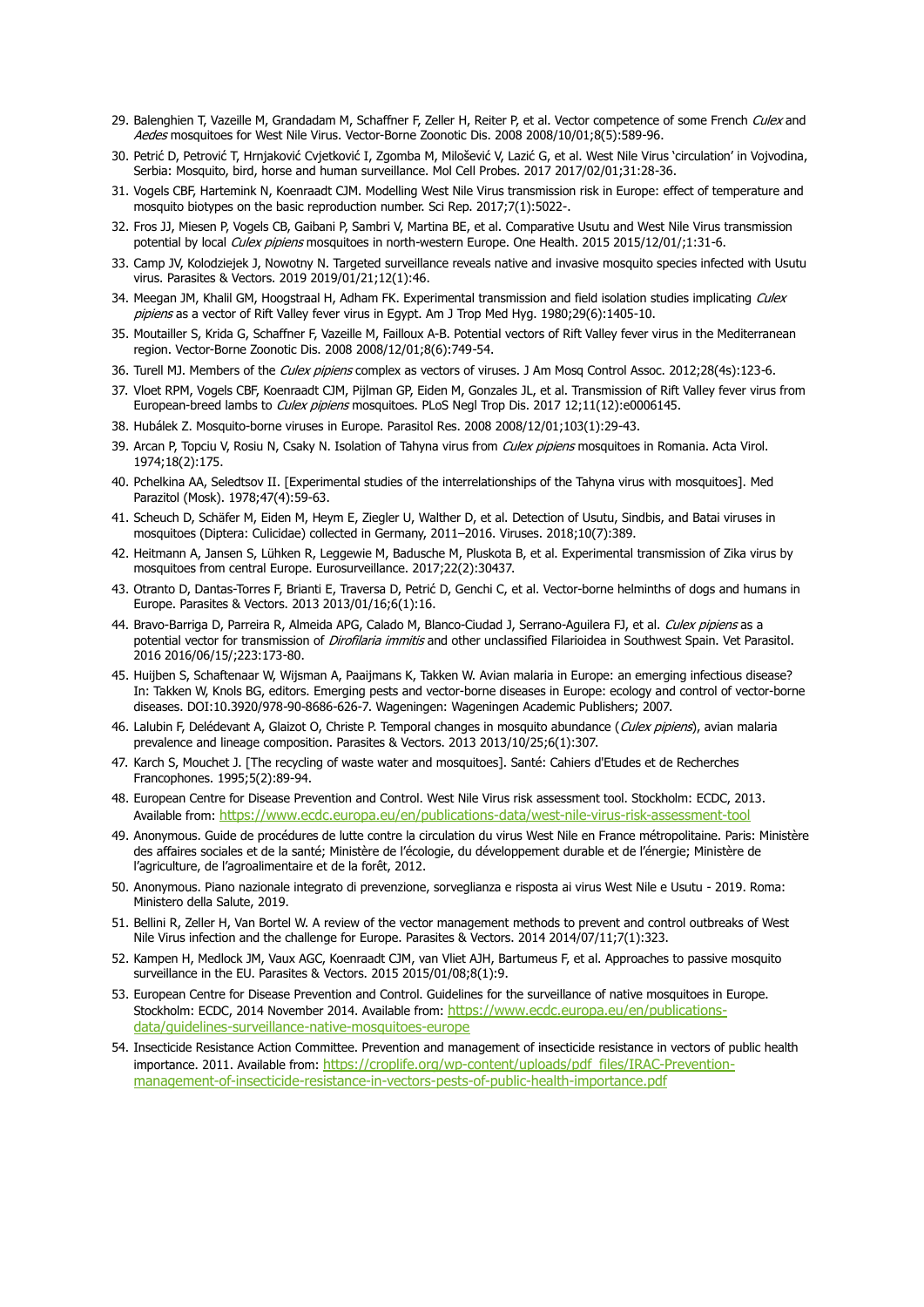29. Balenghien T, Vazeille M, Grandadam M, Schaffner F, Zeller H, Reiter P, et al. Vector competence of some French *Culex* and *Aedes* mosquitoes for West Nile Virus. Vector-Borne Zoonotic Dis. 2008 2008/10/01;8(5):589-96.
30. Petrić D, Petrović T, Hrnjaković Cvjetković I, Zgomba M, Milošević V, Lazić G, et al. West Nile Virus 'circulation' in Vojvodina, Serbia: Mosquito, bird, horse and human surveillance. Mol Cell Probes. 2017 2017/02/01;31:28-36.
31. Vogels CBF, Hartemink N, Koenraadt CJM. Modelling West Nile Virus transmission risk in Europe: effect of temperature and mosquito biotypes on the basic reproduction number. Sci Rep. 2017;7(1):5022-.
32. Fros JJ, Miesen P, Vogels CB, Gaibani P, Sambri V, Martina BE, et al. Comparative Usutu and West Nile Virus transmission potential by local *Culex pipiens* mosquitoes in north-western Europe. One Health. 2015 2015/12/01/;1:31-6.
33. Camp JV, Kolodziejek J, Nowotny N. Targeted surveillance reveals native and invasive mosquito species infected with Usutu virus. Parasites & Vectors. 2019 2019/01/21;12(1):46.
34. Meegan JM, Khalil GM, Hoogstraal H, Adham FK. Experimental transmission and field isolation studies implicating *Culex pipiens* as a vector of Rift Valley fever virus in Egypt. Am J Trop Med Hyg. 1980;29(6):1405-10.
35. Moutailler S, Krida G, Schaffner F, Vazeille M, Failloux A-B. Potential vectors of Rift Valley fever virus in the Mediterranean region. Vector-Borne Zoonotic Dis. 2008 2008/12/01;8(6):749-54.
36. Turell MJ. Members of the *Culex pipiens* complex as vectors of viruses. J Am Mosq Control Assoc. 2012;28(4s):123-6.
37. Vloet RPM, Vogels CBF, Koenraadt CJM, Pijlman GP, Eiden M, Gonzales JL, et al. Transmission of Rift Valley fever virus from European-breed lambs to *Culex pipiens* mosquitoes. PLoS Negl Trop Dis. 2017 12;11(12):e0006145.
38. Hubálek Z. Mosquito-borne viruses in Europe. Parasitol Res. 2008 2008/12/01;103(1):29-43.
39. Arcan P, Topciu V, Rosiu N, Csaky N. Isolation of Tahyna virus from *Culex pipiens* mosquitoes in Romania. Acta Virol. 1974;18(2):175.
40. Pchelkina AA, Seledtsov II. [Experimental studies of the interrelationships of the Tahyna virus with mosquitoes]. Med Parazitol (Mosk). 1978;47(4):59-63.
41. Scheuch D, Schäfer M, Eiden M, Heym E, Ziegler U, Walther D, et al. Detection of Usutu, Sindbis, and Batai viruses in mosquitoes (Diptera: Culicidae) collected in Germany, 2011–2016. Viruses. 2018;10(7):389.
42. Heitmann A, Jansen S, Lühken R, Leggewie M, Badusche M, Pluskota B, et al. Experimental transmission of Zika virus by mosquitoes from central Europe. Eurosurveillance. 2017;22(2):30437.
43. Otranto D, Dantas-Torres F, Brianti E, Traversa D, Petrić D, Genchi C, et al. Vector-borne helminths of dogs and humans in Europe. Parasites & Vectors. 2013 2013/01/16;6(1):16.
44. Bravo-Barriga D, Parreira R, Almeida APG, Calado M, Blanco-Ciudad J, Serrano-Aguilera FJ, et al. *Culex pipiens* as a potential vector for transmission of *Dirofilaria immitis* and other unclassified Filarioidea in Southwest Spain. Vet Parasitol. 2016 2016/06/15/;223:173-80.
45. Huijben S, Schaftenaar W, Wijsman A, Paaijmans K, Takken W. Avian malaria in Europe: an emerging infectious disease? In: Takken W, Knols BG, editors. Emerging pests and vector-borne diseases in Europe: ecology and control of vector-borne diseases. DOI:10.3920/978-90-8686-626-7. Wageningen: Wageningen Academic Publishers; 2007.
46. Lalubin F, Delédevant A, Glaizot O, Christe P. Temporal changes in mosquito abundance (*Culex pipiens*), avian malaria prevalence and lineage composition. Parasites & Vectors. 2013 2013/10/25;6(1):307.
47. Karch S, Mouchet J. [The recycling of waste water and mosquitoes]. Santé: Cahiers d'Etudes et de Recherches Francophones. 1995;5(2):89-94.
48. European Centre for Disease Prevention and Control. West Nile Virus risk assessment tool. Stockholm: ECDC, 2013. Available from: https://www.ecdc.europa.eu/en/publications-data/west-nile-virus-risk-assessment-tool
49. Anonymous. Guide de procédures de lutte contre la circulation du virus West Nile en France métropolitaine. Paris: Ministère des affaires sociales et de la santé; Ministère de l'écologie, du développement durable et de l'énergie; Ministère de l'agriculture, de l'agroalimentaire et de la forêt, 2012.
50. Anonymous. Piano nazionale integrato di prevenzione, sorveglianza e risposta ai virus West Nile e Usutu - 2019. Roma: Ministero della Salute, 2019.
51. Bellini R, Zeller H, Van Bortel W. A review of the vector management methods to prevent and control outbreaks of West Nile Virus infection and the challenge for Europe. Parasites & Vectors. 2014 2014/07/11;7(1):323.
52. Kampen H, Medlock JM, Vaux AGC, Koenraadt CJM, van Vliet AJH, Bartumeus F, et al. Approaches to passive mosquito surveillance in the EU. Parasites & Vectors. 2015 2015/01/08;8(1):9.
53. European Centre for Disease Prevention and Control. Guidelines for the surveillance of native mosquitoes in Europe. Stockholm: ECDC, 2014 November 2014. Available from: https://www.ecdc.europa.eu/en/publications-data/guidelines-surveillance-native-mosquitoes-europe
54. Insecticide Resistance Action Committee. Prevention and management of insecticide resistance in vectors of public health importance. 2011. Available from: https://croplife.org/wp-content/uploads/pdf_files/IRAC-Prevention-management-of-insecticide-resistance-in-vectors-pests-of-public-health-importance.pdf